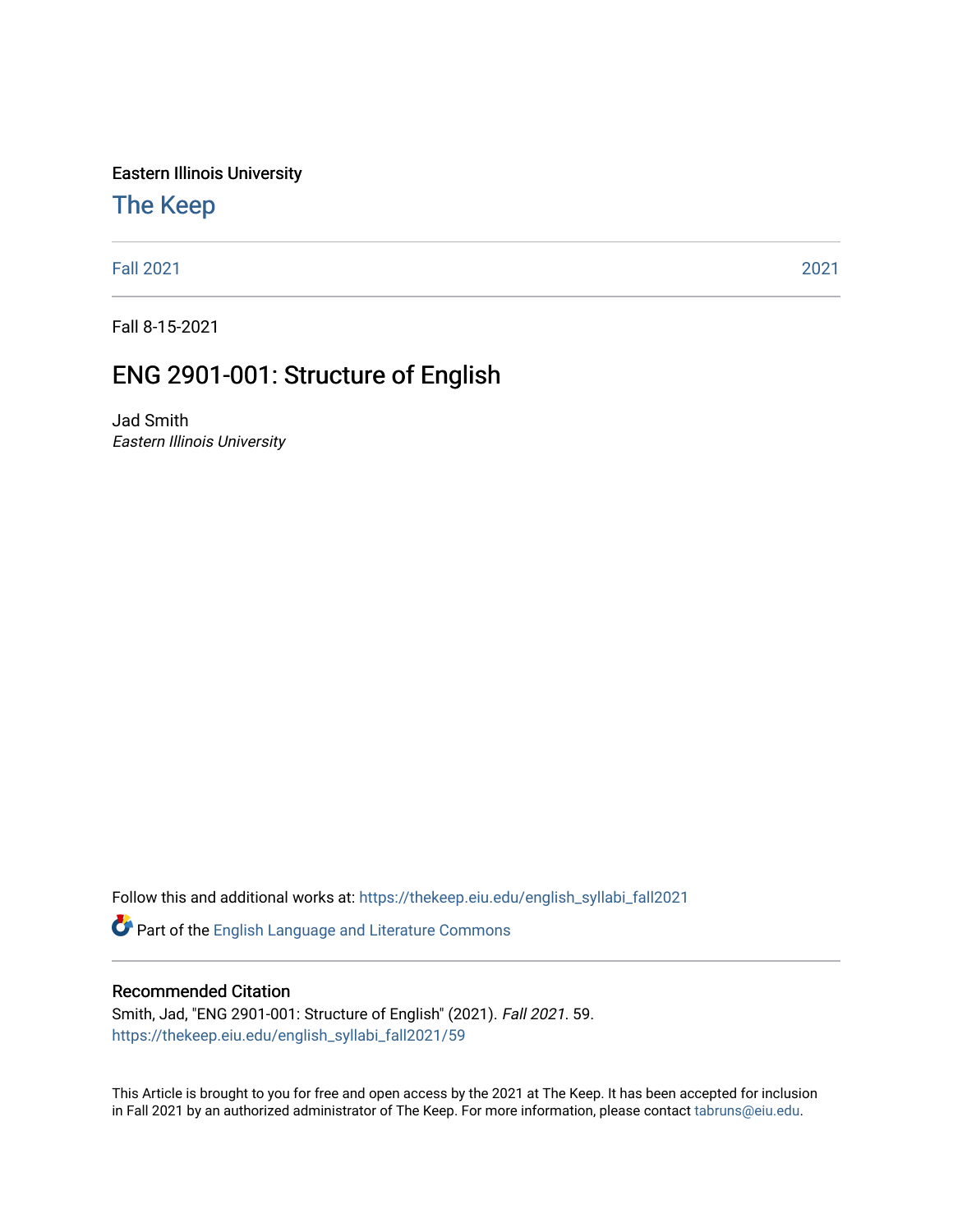Eastern Illinois University

# The Keep

Fall 2021 2021

Fall 8-15-2021

## ENG 2901-001: Structure of English

Jad Smith
*Eastern Illinois University*

Follow this and additional works at: https://thekeep.eiu.edu/english_syllabi_fall2021

Part of the English Language and Literature Commons

### Recommended Citation

Smith, Jad, "ENG 2901-001: Structure of English" (2021). *Fall 2021*. 59.
https://thekeep.eiu.edu/english_syllabi_fall2021/59

This Article is brought to you for free and open access by the 2021 at The Keep. It has been accepted for inclusion in Fall 2021 by an authorized administrator of The Keep. For more information, please contact tabruns@eiu.edu.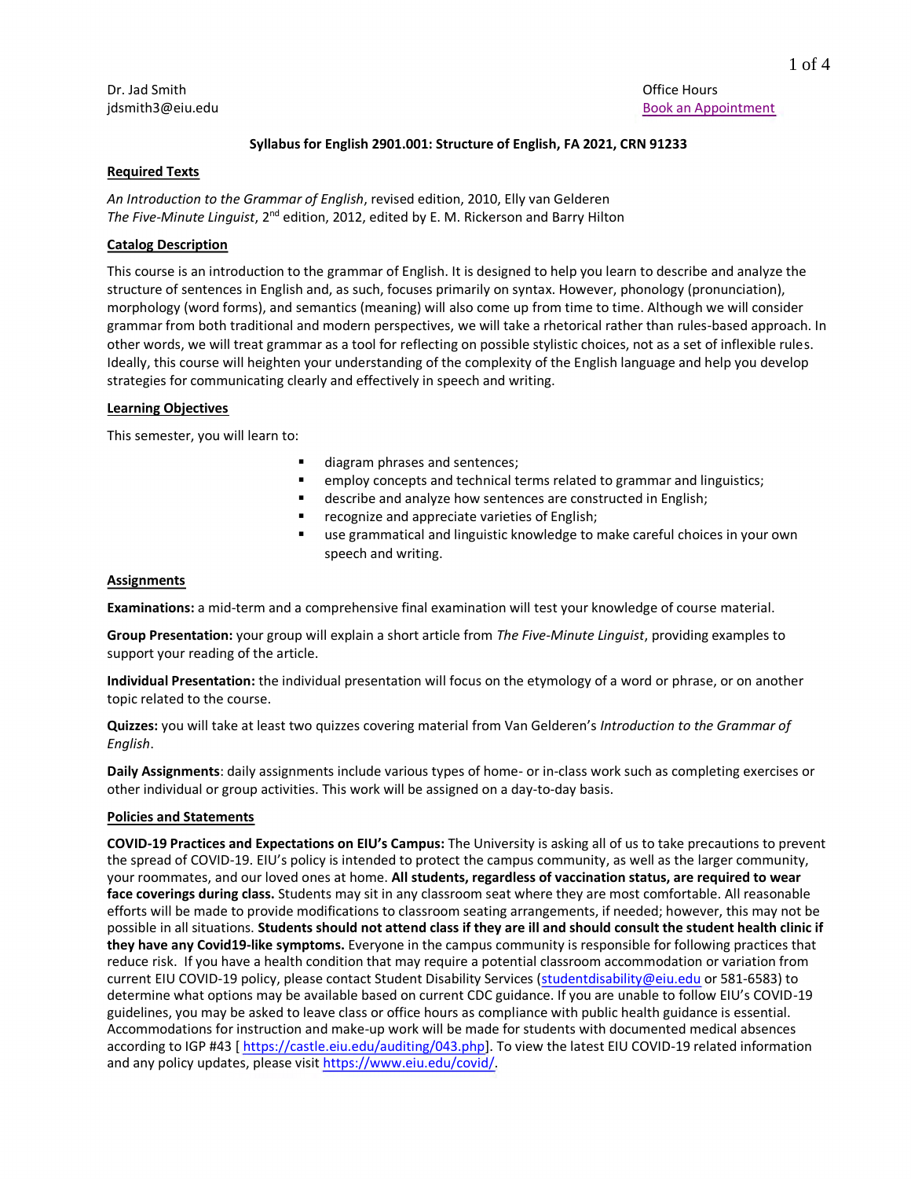Dr. Jad Smith
jdsmith3@eiu.edu

Office Hours
[Book an Appointment]

**Syllabus for English 2901.001: Structure of English, FA 2021, CRN 91233**

## Required Texts

*An Introduction to the Grammar of English*, revised edition, 2010, Elly van Gelderen
*The Five-Minute Linguist*, 2nd edition, 2012, edited by E. M. Rickerson and Barry Hilton

## Catalog Description

This course is an introduction to the grammar of English. It is designed to help you learn to describe and analyze the structure of sentences in English and, as such, focuses primarily on syntax. However, phonology (pronunciation), morphology (word forms), and semantics (meaning) will also come up from time to time. Although we will consider grammar from both traditional and modern perspectives, we will take a rhetorical rather than rules-based approach. In other words, we will treat grammar as a tool for reflecting on possible stylistic choices, not as a set of inflexible rules. Ideally, this course will heighten your understanding of the complexity of the English language and help you develop strategies for communicating clearly and effectively in speech and writing.

## Learning Objectives

This semester, you will learn to:

- diagram phrases and sentences;
- employ concepts and technical terms related to grammar and linguistics;
- describe and analyze how sentences are constructed in English;
- recognize and appreciate varieties of English;
- use grammatical and linguistic knowledge to make careful choices in your own speech and writing.

## Assignments

**Examinations:** a mid-term and a comprehensive final examination will test your knowledge of course material.

**Group Presentation:** your group will explain a short article from *The Five-Minute Linguist*, providing examples to support your reading of the article.

**Individual Presentation:** the individual presentation will focus on the etymology of a word or phrase, or on another topic related to the course.

**Quizzes:** you will take at least two quizzes covering material from Van Gelderen's *Introduction to the Grammar of English*.

**Daily Assignments**: daily assignments include various types of home- or in-class work such as completing exercises or other individual or group activities. This work will be assigned on a day-to-day basis.

## Policies and Statements

**COVID-19 Practices and Expectations on EIU's Campus:** The University is asking all of us to take precautions to prevent the spread of COVID-19. EIU's policy is intended to protect the campus community, as well as the larger community, your roommates, and our loved ones at home. **All students, regardless of vaccination status, are required to wear face coverings during class.** Students may sit in any classroom seat where they are most comfortable. All reasonable efforts will be made to provide modifications to classroom seating arrangements, if needed; however, this may not be possible in all situations. **Students should not attend class if they are ill and should consult the student health clinic if they have any Covid19-like symptoms.** Everyone in the campus community is responsible for following practices that reduce risk. If you have a health condition that may require a potential classroom accommodation or variation from current EIU COVID-19 policy, please contact Student Disability Services (studentdisability@eiu.edu or 581-6583) to determine what options may be available based on current CDC guidance. If you are unable to follow EIU's COVID-19 guidelines, you may be asked to leave class or office hours as compliance with public health guidance is essential. Accommodations for instruction and make-up work will be made for students with documented medical absences according to IGP #43 [ https://castle.eiu.edu/auditing/043.php]. To view the latest EIU COVID-19 related information and any policy updates, please visit https://www.eiu.edu/covid/.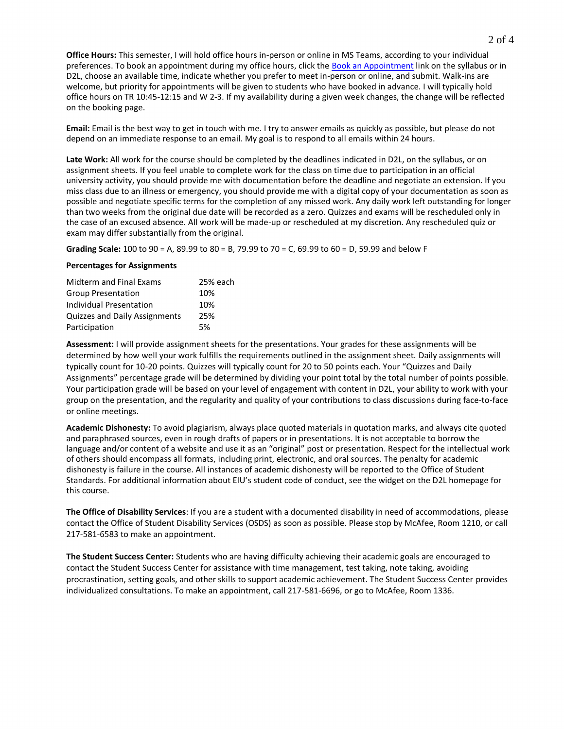**Office Hours:** This semester, I will hold office hours in-person or online in MS Teams, according to your individual preferences. To book an appointment during my office hours, click the [Book an Appointment]() link on the syllabus or in D2L, choose an available time, indicate whether you prefer to meet in-person or online, and submit. Walk-ins are welcome, but priority for appointments will be given to students who have booked in advance. I will typically hold office hours on TR 10:45-12:15 and W 2-3. If my availability during a given week changes, the change will be reflected on the booking page.

**Email:** Email is the best way to get in touch with me. I try to answer emails as quickly as possible, but please do not depend on an immediate response to an email. My goal is to respond to all emails within 24 hours.

**Late Work:** All work for the course should be completed by the deadlines indicated in D2L, on the syllabus, or on assignment sheets. If you feel unable to complete work for the class on time due to participation in an official university activity, you should provide me with documentation before the deadline and negotiate an extension. If you miss class due to an illness or emergency, you should provide me with a digital copy of your documentation as soon as possible and negotiate specific terms for the completion of any missed work. Any daily work left outstanding for longer than two weeks from the original due date will be recorded as a zero. Quizzes and exams will be rescheduled only in the case of an excused absence. All work will be made-up or rescheduled at my discretion. Any rescheduled quiz or exam may differ substantially from the original.

**Grading Scale:** 100 to 90 = A, 89.99 to 80 = B, 79.99 to 70 = C, 69.99 to 60 = D, 59.99 and below F

**Percentages for Assignments**

| | |
|---|---|
| Midterm and Final Exams | 25% each |
| Group Presentation | 10% |
| Individual Presentation | 10% |
| Quizzes and Daily Assignments | 25% |
| Participation | 5% |

**Assessment:** I will provide assignment sheets for the presentations. Your grades for these assignments will be determined by how well your work fulfills the requirements outlined in the assignment sheet. Daily assignments will typically count for 10-20 points. Quizzes will typically count for 20 to 50 points each. Your "Quizzes and Daily Assignments" percentage grade will be determined by dividing your point total by the total number of points possible. Your participation grade will be based on your level of engagement with content in D2L, your ability to work with your group on the presentation, and the regularity and quality of your contributions to class discussions during face-to-face or online meetings.

**Academic Dishonesty:** To avoid plagiarism, always place quoted materials in quotation marks, and always cite quoted and paraphrased sources, even in rough drafts of papers or in presentations. It is not acceptable to borrow the language and/or content of a website and use it as an "original" post or presentation. Respect for the intellectual work of others should encompass all formats, including print, electronic, and oral sources. The penalty for academic dishonesty is failure in the course. All instances of academic dishonesty will be reported to the Office of Student Standards. For additional information about EIU's student code of conduct, see the widget on the D2L homepage for this course.

**The Office of Disability Services**: If you are a student with a documented disability in need of accommodations, please contact the Office of Student Disability Services (OSDS) as soon as possible. Please stop by McAfee, Room 1210, or call 217-581-6583 to make an appointment.

**The Student Success Center:** Students who are having difficulty achieving their academic goals are encouraged to contact the Student Success Center for assistance with time management, test taking, note taking, avoiding procrastination, setting goals, and other skills to support academic achievement. The Student Success Center provides individualized consultations. To make an appointment, call 217-581-6696, or go to McAfee, Room 1336.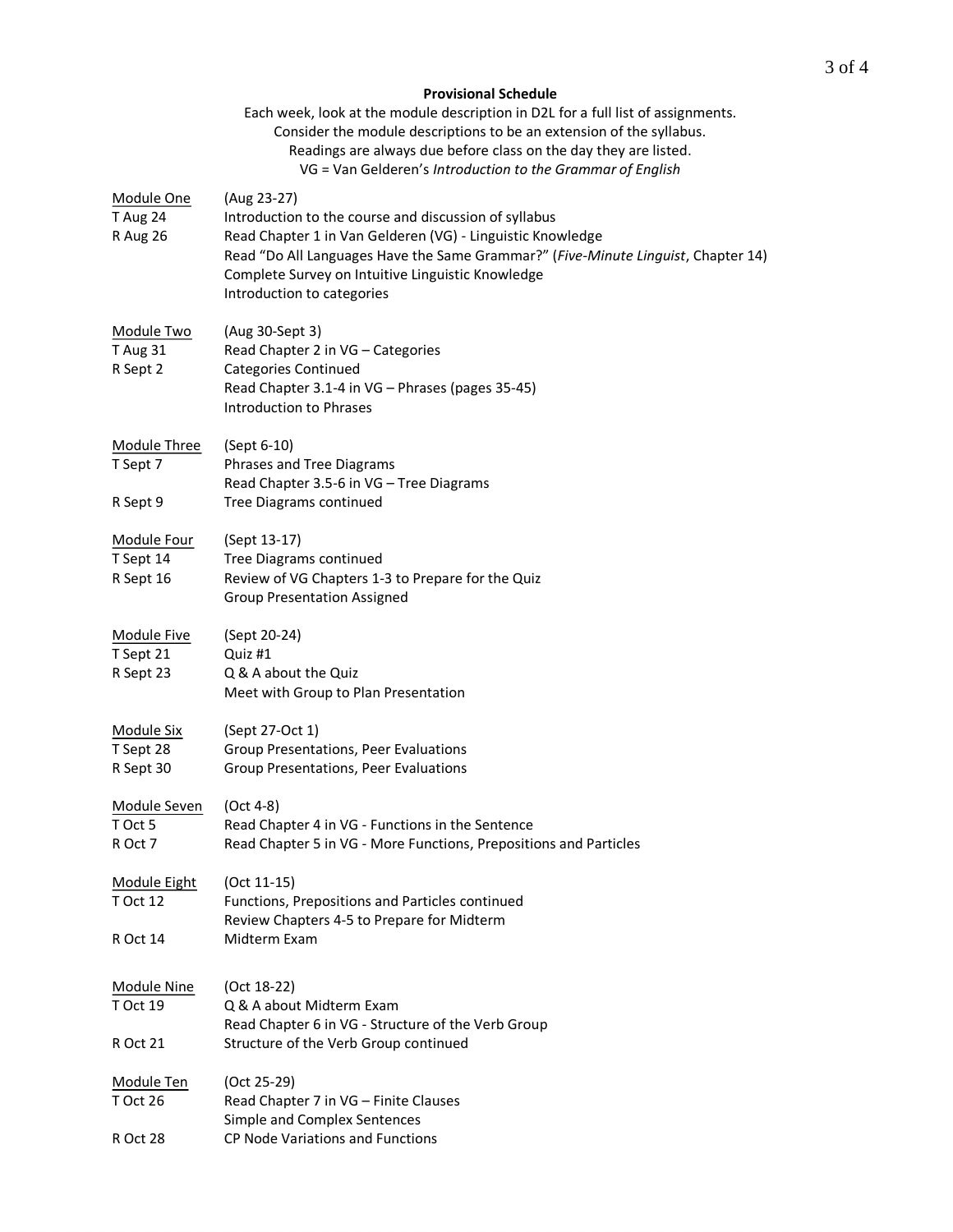**Provisional Schedule**

Each week, look at the module description in D2L for a full list of assignments.
Consider the module descriptions to be an extension of the syllabus.
Readings are always due before class on the day they are listed.
VG = Van Gelderen's *Introduction to the Grammar of English*

<u>Module One</u> (Aug 23-27)

T Aug 24 — Introduction to the course and discussion of syllabus

R Aug 26 — Read Chapter 1 in Van Gelderen (VG) - Linguistic Knowledge
Read "Do All Languages Have the Same Grammar?" (*Five-Minute Linguist*, Chapter 14)
Complete Survey on Intuitive Linguistic Knowledge
Introduction to categories

<u>Module Two</u> (Aug 30-Sept 3)

T Aug 31 — Read Chapter 2 in VG – Categories

R Sept 2 — Categories Continued
Read Chapter 3.1-4 in VG – Phrases (pages 35-45)
Introduction to Phrases

<u>Module Three</u> (Sept 6-10)

T Sept 7 — Phrases and Tree Diagrams
Read Chapter 3.5-6 in VG – Tree Diagrams

R Sept 9 — Tree Diagrams continued

<u>Module Four</u> (Sept 13-17)

T Sept 14 — Tree Diagrams continued

R Sept 16 — Review of VG Chapters 1-3 to Prepare for the Quiz
Group Presentation Assigned

<u>Module Five</u> (Sept 20-24)

T Sept 21 — Quiz #1

R Sept 23 — Q & A about the Quiz
Meet with Group to Plan Presentation

<u>Module Six</u> (Sept 27-Oct 1)

T Sept 28 — Group Presentations, Peer Evaluations

R Sept 30 — Group Presentations, Peer Evaluations

<u>Module Seven</u> (Oct 4-8)

T Oct 5 — Read Chapter 4 in VG - Functions in the Sentence

R Oct 7 — Read Chapter 5 in VG - More Functions, Prepositions and Particles

<u>Module Eight</u> (Oct 11-15)

T Oct 12 — Functions, Prepositions and Particles continued
Review Chapters 4-5 to Prepare for Midterm

R Oct 14 — Midterm Exam

<u>Module Nine</u> (Oct 18-22)

T Oct 19 — Q & A about Midterm Exam
Read Chapter 6 in VG - Structure of the Verb Group

R Oct 21 — Structure of the Verb Group continued

<u>Module Ten</u> (Oct 25-29)

T Oct 26 — Read Chapter 7 in VG – Finite Clauses
Simple and Complex Sentences

R Oct 28 — CP Node Variations and Functions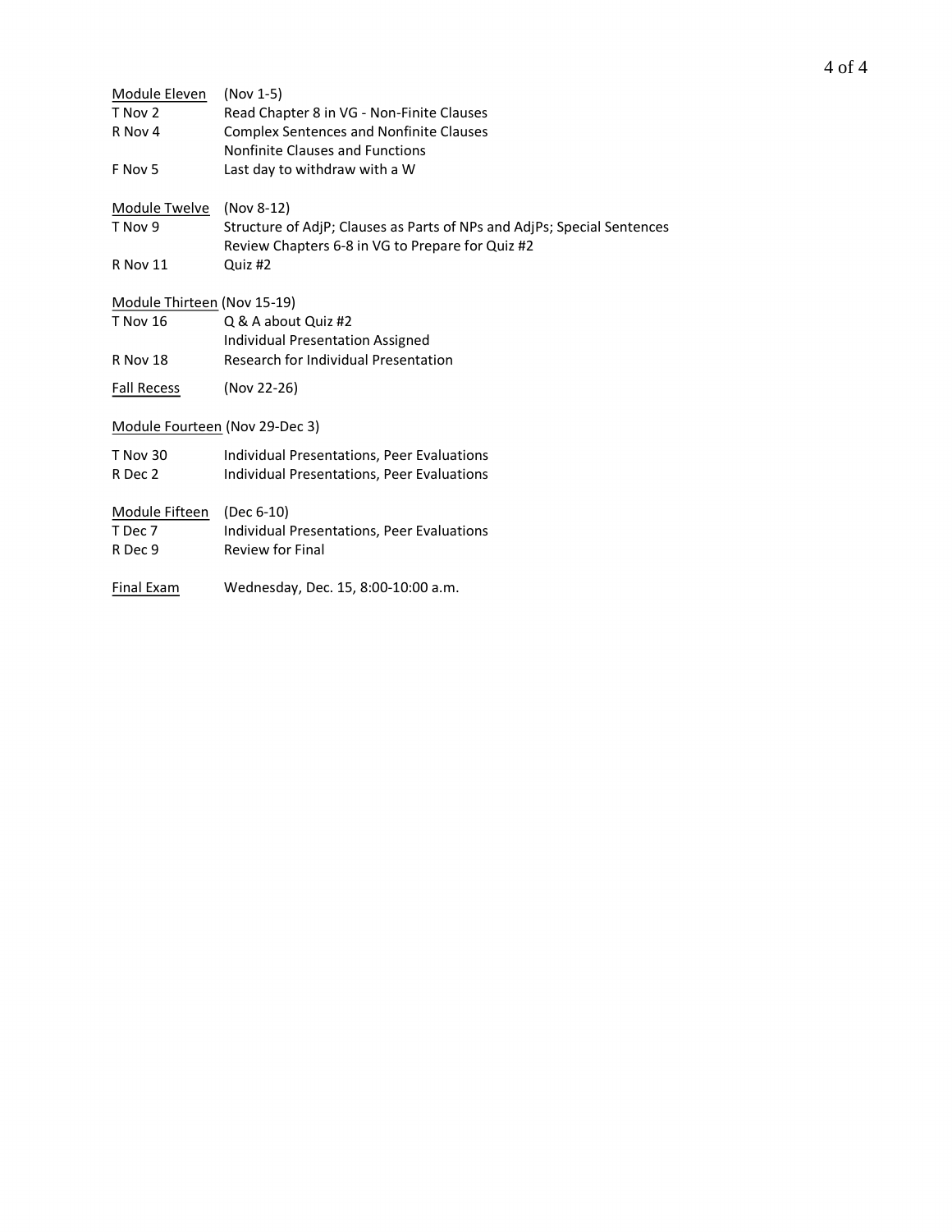Module Eleven (Nov 1-5)

| | |
|---|---|
| T Nov 2 | Read Chapter 8 in VG - Non-Finite Clauses |
| R Nov 4 | Complex Sentences and Nonfinite Clauses<br>Nonfinite Clauses and Functions |
| F Nov 5 | Last day to withdraw with a W |

Module Twelve (Nov 8-12)

| | |
|---|---|
| T Nov 9 | Structure of AdjP; Clauses as Parts of NPs and AdjPs; Special Sentences<br>Review Chapters 6-8 in VG to Prepare for Quiz #2 |
| R Nov 11 | Quiz #2 |

Module Thirteen (Nov 15-19)

| | |
|---|---|
| T Nov 16 | Q & A about Quiz #2<br>Individual Presentation Assigned |
| R Nov 18 | Research for Individual Presentation |

Fall Recess (Nov 22-26)

Module Fourteen (Nov 29-Dec 3)

| | |
|---|---|
| T Nov 30 | Individual Presentations, Peer Evaluations |
| R Dec 2 | Individual Presentations, Peer Evaluations |

Module Fifteen (Dec 6-10)

| | |
|---|---|
| T Dec 7 | Individual Presentations, Peer Evaluations |
| R Dec 9 | Review for Final |

Final Exam Wednesday, Dec. 15, 8:00-10:00 a.m.